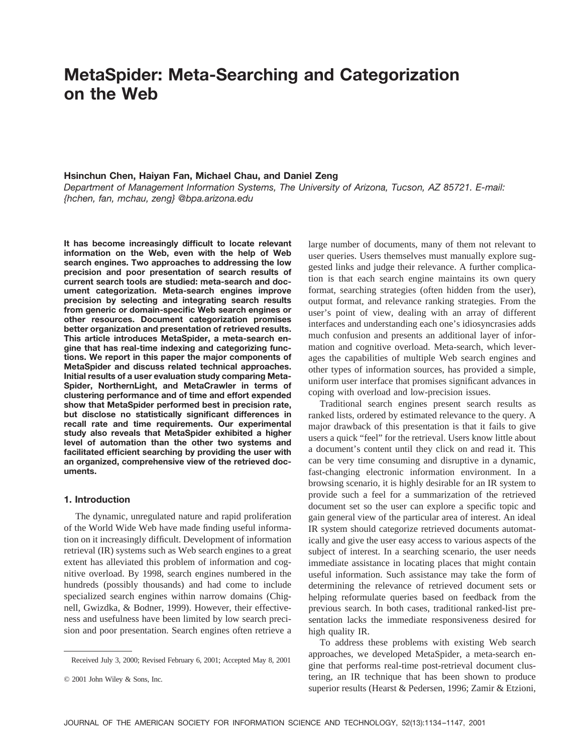# MetaSpider: Meta-Searching and Categorization on the Web

**Hsinchun Chen, Haiyan Fan, Michael Chau, and Daniel Zeng**

*Department of Management Information Systems, The University of Arizona, Tucson, AZ 85721. E-mail: {hchen, fan, mchau, zeng} @bpa.arizona.edu*

**It has become increasingly difficult to locate relevant information on the Web, even with the help of Web search engines. Two approaches to addressing the low precision and poor presentation of search results of current search tools are studied: meta-search and document categorization. Meta-search engines improve precision by selecting and integrating search results from generic or domain-specific Web search engines or other resources. Document categorization promises better organization and presentation of retrieved results. This article introduces MetaSpider, a meta-search engine that has real-time indexing and categorizing functions. We report in this paper the major components of MetaSpider and discuss related technical approaches. Initial results of a user evaluation study comparing MetaSpider, NorthernLight, and MetaCrawler in terms of clustering performance and of time and effort expended show that MetaSpider performed best in precision rate, but disclose no statistically significant differences in recall rate and time requirements. Our experimental study also reveals that MetaSpider exhibited a higher level of automation than the other two systems and facilitated efficient searching by providing the user with an organized, comprehensive view of the retrieved documents.**

## 1. Introduction

The dynamic, unregulated nature and rapid proliferation of the World Wide Web have made finding useful information on it increasingly difficult. Development of information retrieval (IR) systems such as Web search engines to a great extent has alleviated this problem of information and cognitive overload. By 1998, search engines numbered in the hundreds (possibly thousands) and had come to include specialized search engines within narrow domains (Chignell, Gwizdka, & Bodner, 1999). However, their effectiveness and usefulness have been limited by low search precision and poor presentation. Search engines often retrieve a large number of documents, many of them not relevant to user queries. Users themselves must manually explore suggested links and judge their relevance. A further complication is that each search engine maintains its own query format, searching strategies (often hidden from the user), output format, and relevance ranking strategies. From the user's point of view, dealing with an array of different interfaces and understanding each one's idiosyncrasies adds much confusion and presents an additional layer of information and cognitive overload. Meta-search, which leverages the capabilities of multiple Web search engines and other types of information sources, has provided a simple, uniform user interface that promises significant advances in coping with overload and low-precision issues.

Traditional search engines present search results as ranked lists, ordered by estimated relevance to the query. A major drawback of this presentation is that it fails to give users a quick "feel" for the retrieval. Users know little about a document's content until they click on and read it. This can be very time consuming and disruptive in a dynamic, fast-changing electronic information environment. In a browsing scenario, it is highly desirable for an IR system to provide such a feel for a summarization of the retrieved document set so the user can explore a specific topic and gain general view of the particular area of interest. An ideal IR system should categorize retrieved documents automatically and give the user easy access to various aspects of the subject of interest. In a searching scenario, the user needs immediate assistance in locating places that might contain useful information. Such assistance may take the form of determining the relevance of retrieved document sets or helping reformulate queries based on feedback from the previous search. In both cases, traditional ranked-list presentation lacks the immediate responsiveness desired for high quality IR.

To address these problems with existing Web search approaches, we developed MetaSpider, a meta-search engine that performs real-time post-retrieval document clustering, an IR technique that has been shown to produce superior results (Hearst & Pedersen, 1996; Zamir & Etzioni,

Received July 3, 2000; Revised February 6, 2001; Accepted May 8, 2001

© 2001 John Wiley & Sons, Inc.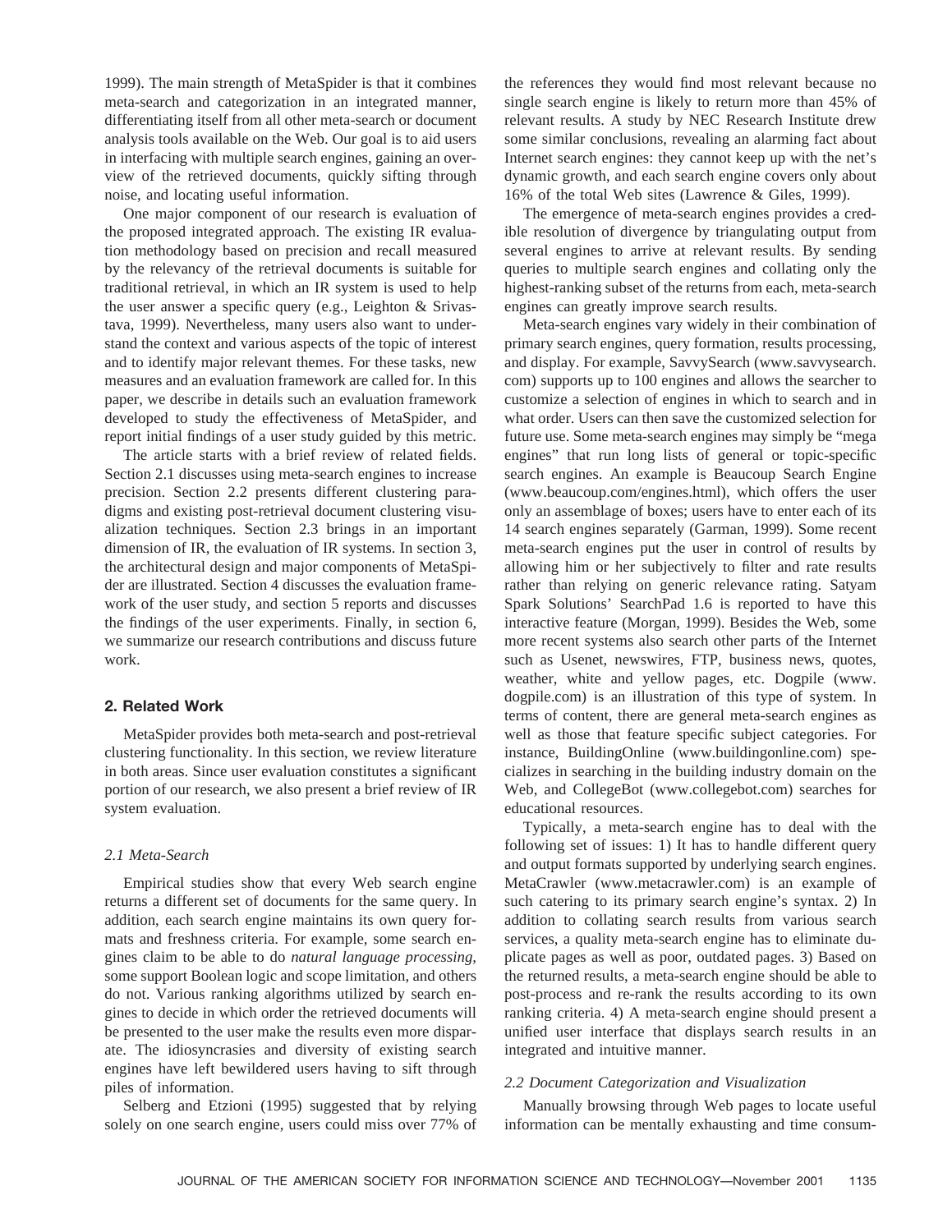1999). The main strength of MetaSpider is that it combines meta-search and categorization in an integrated manner, differentiating itself from all other meta-search or document analysis tools available on the Web. Our goal is to aid users in interfacing with multiple search engines, gaining an overview of the retrieved documents, quickly sifting through noise, and locating useful information.

One major component of our research is evaluation of the proposed integrated approach. The existing IR evaluation methodology based on precision and recall measured by the relevancy of the retrieval documents is suitable for traditional retrieval, in which an IR system is used to help the user answer a specific query (e.g., Leighton & Srivastava, 1999). Nevertheless, many users also want to understand the context and various aspects of the topic of interest and to identify major relevant themes. For these tasks, new measures and an evaluation framework are called for. In this paper, we describe in details such an evaluation framework developed to study the effectiveness of MetaSpider, and report initial findings of a user study guided by this metric.

The article starts with a brief review of related fields. Section 2.1 discusses using meta-search engines to increase precision. Section 2.2 presents different clustering paradigms and existing post-retrieval document clustering visualization techniques. Section 2.3 brings in an important dimension of IR, the evaluation of IR systems. In section 3, the architectural design and major components of MetaSpider are illustrated. Section 4 discusses the evaluation framework of the user study, and section 5 reports and discusses the findings of the user experiments. Finally, in section 6, we summarize our research contributions and discuss future work.

## 2. Related Work

MetaSpider provides both meta-search and post-retrieval clustering functionality. In this section, we review literature in both areas. Since user evaluation constitutes a significant portion of our research, we also present a brief review of IR system evaluation.

### *2.1 Meta-Search*

Empirical studies show that every Web search engine returns a different set of documents for the same query. In addition, each search engine maintains its own query formats and freshness criteria. For example, some search engines claim to be able to do *natural language processing*, some support Boolean logic and scope limitation, and others do not. Various ranking algorithms utilized by search engines to decide in which order the retrieved documents will be presented to the user make the results even more disparate. The idiosyncrasies and diversity of existing search engines have left bewildered users having to sift through piles of information.

Selberg and Etzioni (1995) suggested that by relying solely on one search engine, users could miss over 77% of the references they would find most relevant because no single search engine is likely to return more than 45% of relevant results. A study by NEC Research Institute drew some similar conclusions, revealing an alarming fact about Internet search engines: they cannot keep up with the net's dynamic growth, and each search engine covers only about 16% of the total Web sites (Lawrence & Giles, 1999).

The emergence of meta-search engines provides a credible resolution of divergence by triangulating output from several engines to arrive at relevant results. By sending queries to multiple search engines and collating only the highest-ranking subset of the returns from each, meta-search engines can greatly improve search results.

Meta-search engines vary widely in their combination of primary search engines, query formation, results processing, and display. For example, SavvySearch (www.savvysearch.com) supports up to 100 engines and allows the searcher to customize a selection of engines in which to search and in what order. Users can then save the customized selection for future use. Some meta-search engines may simply be "mega engines" that run long lists of general or topic-specific search engines. An example is Beaucoup Search Engine (www.beaucoup.com/engines.html), which offers the user only an assemblage of boxes; users have to enter each of its 14 search engines separately (Garman, 1999). Some recent meta-search engines put the user in control of results by allowing him or her subjectively to filter and rate results rather than relying on generic relevance rating. Satyam Spark Solutions' SearchPad 1.6 is reported to have this interactive feature (Morgan, 1999). Besides the Web, some more recent systems also search other parts of the Internet such as Usenet, newswires, FTP, business news, quotes, weather, white and yellow pages, etc. Dogpile (www.dogpile.com) is an illustration of this type of system. In terms of content, there are general meta-search engines as well as those that feature specific subject categories. For instance, BuildingOnline (www.buildingonline.com) specializes in searching in the building industry domain on the Web, and CollegeBot (www.collegebot.com) searches for educational resources.

Typically, a meta-search engine has to deal with the following set of issues: 1) It has to handle different query and output formats supported by underlying search engines. MetaCrawler (www.metacrawler.com) is an example of such catering to its primary search engine's syntax. 2) In addition to collating search results from various search services, a quality meta-search engine has to eliminate duplicate pages as well as poor, outdated pages. 3) Based on the returned results, a meta-search engine should be able to post-process and re-rank the results according to its own ranking criteria. 4) A meta-search engine should present a unified user interface that displays search results in an integrated and intuitive manner.

### *2.2 Document Categorization and Visualization*

Manually browsing through Web pages to locate useful information can be mentally exhausting and time consum-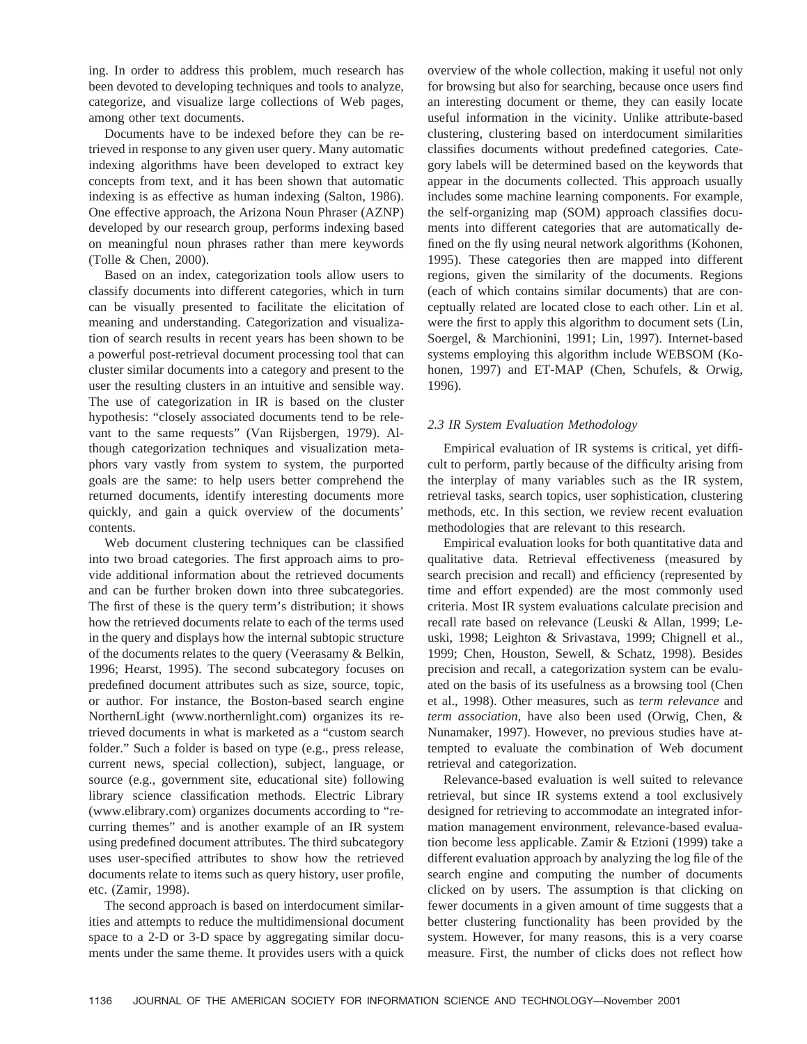ing. In order to address this problem, much research has been devoted to developing techniques and tools to analyze, categorize, and visualize large collections of Web pages, among other text documents.

Documents have to be indexed before they can be retrieved in response to any given user query. Many automatic indexing algorithms have been developed to extract key concepts from text, and it has been shown that automatic indexing is as effective as human indexing (Salton, 1986). One effective approach, the Arizona Noun Phraser (AZNP) developed by our research group, performs indexing based on meaningful noun phrases rather than mere keywords (Tolle & Chen, 2000).

Based on an index, categorization tools allow users to classify documents into different categories, which in turn can be visually presented to facilitate the elicitation of meaning and understanding. Categorization and visualization of search results in recent years has been shown to be a powerful post-retrieval document processing tool that can cluster similar documents into a category and present to the user the resulting clusters in an intuitive and sensible way. The use of categorization in IR is based on the cluster hypothesis: "closely associated documents tend to be relevant to the same requests" (Van Rijsbergen, 1979). Although categorization techniques and visualization metaphors vary vastly from system to system, the purported goals are the same: to help users better comprehend the returned documents, identify interesting documents more quickly, and gain a quick overview of the documents' contents.

Web document clustering techniques can be classified into two broad categories. The first approach aims to provide additional information about the retrieved documents and can be further broken down into three subcategories. The first of these is the query term's distribution; it shows how the retrieved documents relate to each of the terms used in the query and displays how the internal subtopic structure of the documents relates to the query (Veerasamy & Belkin, 1996; Hearst, 1995). The second subcategory focuses on predefined document attributes such as size, source, topic, or author. For instance, the Boston-based search engine NorthernLight (www.northernlight.com) organizes its retrieved documents in what is marketed as a "custom search folder." Such a folder is based on type (e.g., press release, current news, special collection), subject, language, or source (e.g., government site, educational site) following library science classification methods. Electric Library (www.elibrary.com) organizes documents according to "recurring themes" and is another example of an IR system using predefined document attributes. The third subcategory uses user-specified attributes to show how the retrieved documents relate to items such as query history, user profile, etc. (Zamir, 1998).

The second approach is based on interdocument similarities and attempts to reduce the multidimensional document space to a 2-D or 3-D space by aggregating similar documents under the same theme. It provides users with a quick overview of the whole collection, making it useful not only for browsing but also for searching, because once users find an interesting document or theme, they can easily locate useful information in the vicinity. Unlike attribute-based clustering, clustering based on interdocument similarities classifies documents without predefined categories. Category labels will be determined based on the keywords that appear in the documents collected. This approach usually includes some machine learning components. For example, the self-organizing map (SOM) approach classifies documents into different categories that are automatically defined on the fly using neural network algorithms (Kohonen, 1995). These categories then are mapped into different regions, given the similarity of the documents. Regions (each of which contains similar documents) that are conceptually related are located close to each other. Lin et al. were the first to apply this algorithm to document sets (Lin, Soergel, & Marchionini, 1991; Lin, 1997). Internet-based systems employing this algorithm include WEBSOM (Kohonen, 1997) and ET-MAP (Chen, Schufels, & Orwig, 1996).

### 2.3 IR System Evaluation Methodology

Empirical evaluation of IR systems is critical, yet difficult to perform, partly because of the difficulty arising from the interplay of many variables such as the IR system, retrieval tasks, search topics, user sophistication, clustering methods, etc. In this section, we review recent evaluation methodologies that are relevant to this research.

Empirical evaluation looks for both quantitative data and qualitative data. Retrieval effectiveness (measured by search precision and recall) and efficiency (represented by time and effort expended) are the most commonly used criteria. Most IR system evaluations calculate precision and recall rate based on relevance (Leuski & Allan, 1999; Leuski, 1998; Leighton & Srivastava, 1999; Chignell et al., 1999; Chen, Houston, Sewell, & Schatz, 1998). Besides precision and recall, a categorization system can be evaluated on the basis of its usefulness as a browsing tool (Chen et al., 1998). Other measures, such as *term relevance* and *term association*, have also been used (Orwig, Chen, & Nunamaker, 1997). However, no previous studies have attempted to evaluate the combination of Web document retrieval and categorization.

Relevance-based evaluation is well suited to relevance retrieval, but since IR systems extend a tool exclusively designed for retrieving to accommodate an integrated information management environment, relevance-based evaluation become less applicable. Zamir & Etzioni (1999) take a different evaluation approach by analyzing the log file of the search engine and computing the number of documents clicked on by users. The assumption is that clicking on fewer documents in a given amount of time suggests that a better clustering functionality has been provided by the system. However, for many reasons, this is a very coarse measure. First, the number of clicks does not reflect how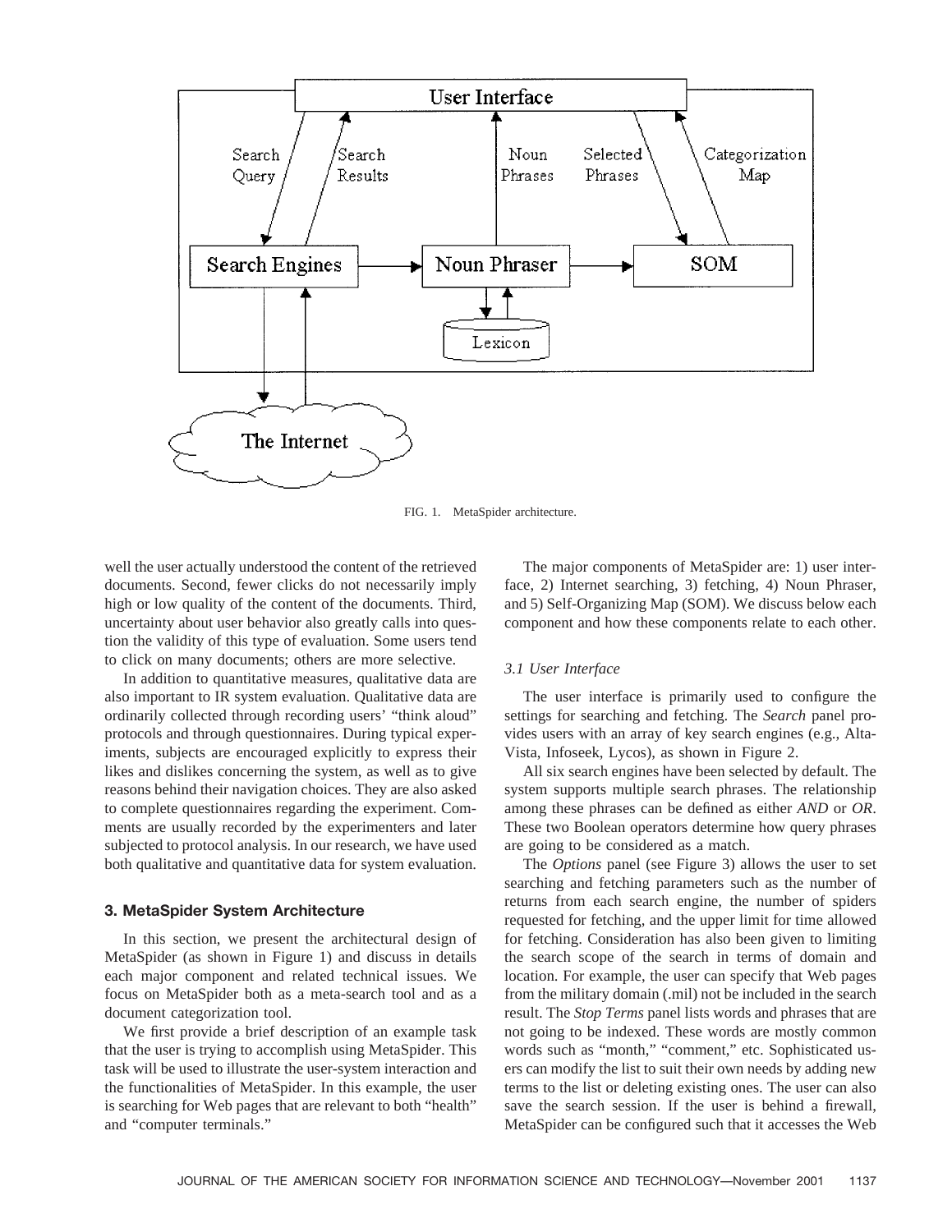User Interface

Search Query

Search Results

Noun Phrases

Selected Phrases

Categorization Map

Search Engines

Noun Phraser

SOM

Lexicon

The Internet

FIG. 1. MetaSpider architecture.

well the user actually understood the content of the retrieved documents. Second, fewer clicks do not necessarily imply high or low quality of the content of the documents. Third, uncertainty about user behavior also greatly calls into question the validity of this type of evaluation. Some users tend to click on many documents; others are more selective.

In addition to quantitative measures, qualitative data are also important to IR system evaluation. Qualitative data are ordinarily collected through recording users' "think aloud" protocols and through questionnaires. During typical experiments, subjects are encouraged explicitly to express their likes and dislikes concerning the system, as well as to give reasons behind their navigation choices. They are also asked to complete questionnaires regarding the experiment. Comments are usually recorded by the experimenters and later subjected to protocol analysis. In our research, we have used both qualitative and quantitative data for system evaluation.

## 3. MetaSpider System Architecture

In this section, we present the architectural design of MetaSpider (as shown in Figure 1) and discuss in details each major component and related technical issues. We focus on MetaSpider both as a meta-search tool and as a document categorization tool.

We first provide a brief description of an example task that the user is trying to accomplish using MetaSpider. This task will be used to illustrate the user-system interaction and the functionalities of MetaSpider. In this example, the user is searching for Web pages that are relevant to both "health" and "computer terminals."

The major components of MetaSpider are: 1) user interface, 2) Internet searching, 3) fetching, 4) Noun Phraser, and 5) Self-Organizing Map (SOM). We discuss below each component and how these components relate to each other.

### *3.1 User Interface*

The user interface is primarily used to configure the settings for searching and fetching. The *Search* panel provides users with an array of key search engines (e.g., AltaVista, Infoseek, Lycos), as shown in Figure 2.

All six search engines have been selected by default. The system supports multiple search phrases. The relationship among these phrases can be defined as either *AND* or *OR*. These two Boolean operators determine how query phrases are going to be considered as a match.

The *Options* panel (see Figure 3) allows the user to set searching and fetching parameters such as the number of returns from each search engine, the number of spiders requested for fetching, and the upper limit for time allowed for fetching. Consideration has also been given to limiting the search scope of the search in terms of domain and location. For example, the user can specify that Web pages from the military domain (.mil) not be included in the search result. The *Stop Terms* panel lists words and phrases that are not going to be indexed. These words are mostly common words such as "month," "comment," etc. Sophisticated users can modify the list to suit their own needs by adding new terms to the list or deleting existing ones. The user can also save the search session. If the user is behind a firewall, MetaSpider can be configured such that it accesses the Web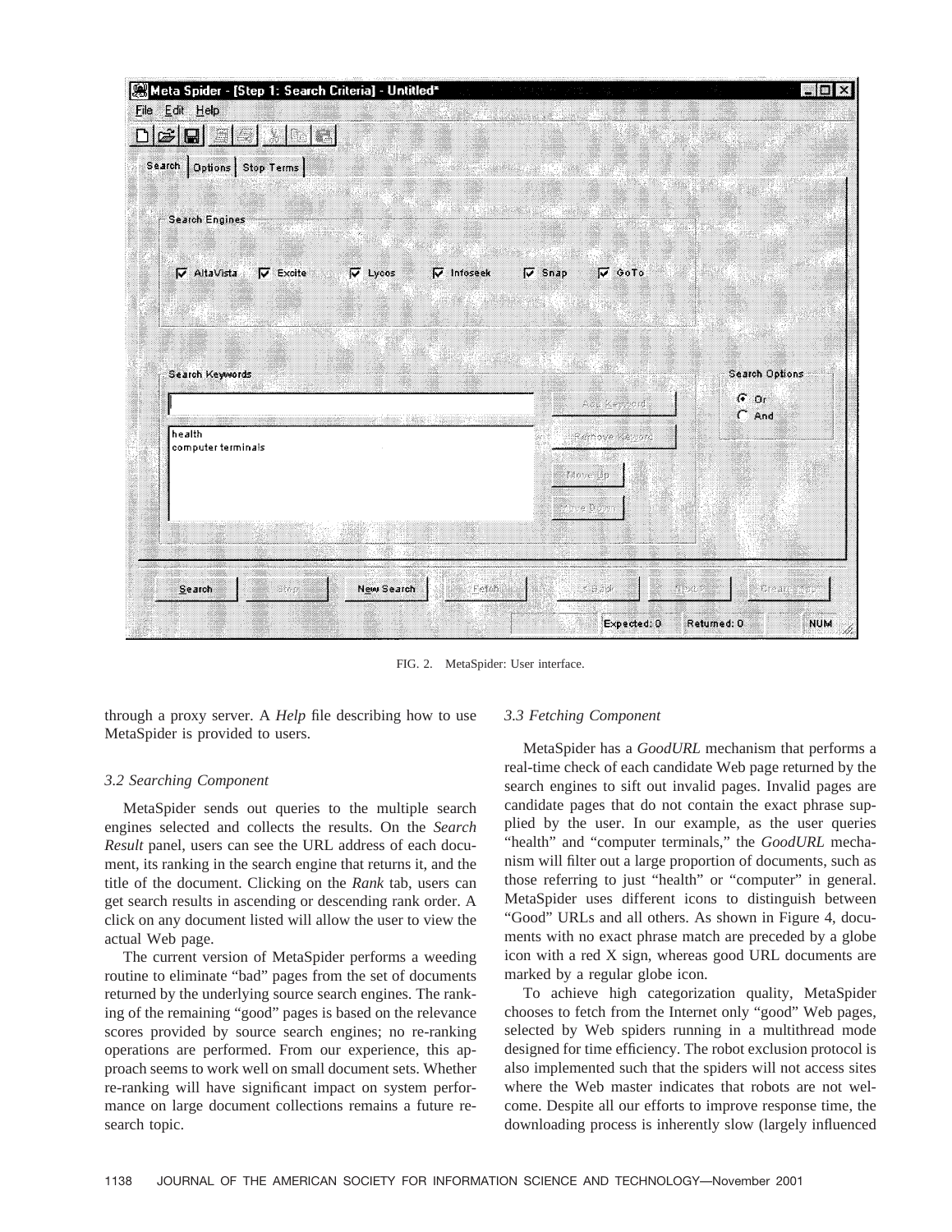FIG. 2. MetaSpider: User interface.

through a proxy server. A *Help* file describing how to use MetaSpider is provided to users.

### 3.2 Searching Component

MetaSpider sends out queries to the multiple search engines selected and collects the results. On the *Search Result* panel, users can see the URL address of each document, its ranking in the search engine that returns it, and the title of the document. Clicking on the *Rank* tab, users can get search results in ascending or descending rank order. A click on any document listed will allow the user to view the actual Web page.

The current version of MetaSpider performs a weeding routine to eliminate "bad" pages from the set of documents returned by the underlying source search engines. The ranking of the remaining "good" pages is based on the relevance scores provided by source search engines; no re-ranking operations are performed. From our experience, this approach seems to work well on small document sets. Whether re-ranking will have significant impact on system performance on large document collections remains a future research topic.

### 3.3 Fetching Component

MetaSpider has a *GoodURL* mechanism that performs a real-time check of each candidate Web page returned by the search engines to sift out invalid pages. Invalid pages are candidate pages that do not contain the exact phrase supplied by the user. In our example, as the user queries "health" and "computer terminals," the *GoodURL* mechanism will filter out a large proportion of documents, such as those referring to just "health" or "computer" in general. MetaSpider uses different icons to distinguish between "Good" URLs and all others. As shown in Figure 4, documents with no exact phrase match are preceded by a globe icon with a red X sign, whereas good URL documents are marked by a regular globe icon.

To achieve high categorization quality, MetaSpider chooses to fetch from the Internet only "good" Web pages, selected by Web spiders running in a multithread mode designed for time efficiency. The robot exclusion protocol is also implemented such that the spiders will not access sites where the Web master indicates that robots are not welcome. Despite all our efforts to improve response time, the downloading process is inherently slow (largely influenced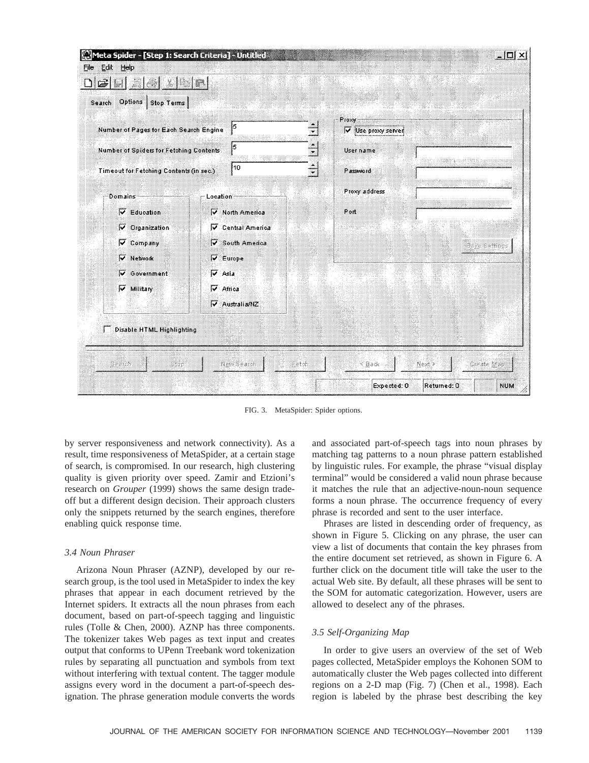FIG. 3. MetaSpider: Spider options.

by server responsiveness and network connectivity). As a result, time responsiveness of MetaSpider, at a certain stage of search, is compromised. In our research, high clustering quality is given priority over speed. Zamir and Etzioni's research on *Grouper* (1999) shows the same design tradeoff but a different design decision. Their approach clusters only the snippets returned by the search engines, therefore enabling quick response time.

### *3.4 Noun Phraser*

Arizona Noun Phraser (AZNP), developed by our research group, is the tool used in MetaSpider to index the key phrases that appear in each document retrieved by the Internet spiders. It extracts all the noun phrases from each document, based on part-of-speech tagging and linguistic rules (Tolle & Chen, 2000). AZNP has three components. The tokenizer takes Web pages as text input and creates output that conforms to UPenn Treebank word tokenization rules by separating all punctuation and symbols from text without interfering with textual content. The tagger module assigns every word in the document a part-of-speech designation. The phrase generation module converts the words and associated part-of-speech tags into noun phrases by matching tag patterns to a noun phrase pattern established by linguistic rules. For example, the phrase "visual display terminal" would be considered a valid noun phrase because it matches the rule that an adjective-noun-noun sequence forms a noun phrase. The occurrence frequency of every phrase is recorded and sent to the user interface.

Phrases are listed in descending order of frequency, as shown in Figure 5. Clicking on any phrase, the user can view a list of documents that contain the key phrases from the entire document set retrieved, as shown in Figure 6. A further click on the document title will take the user to the actual Web site. By default, all these phrases will be sent to the SOM for automatic categorization. However, users are allowed to deselect any of the phrases.

### *3.5 Self-Organizing Map*

In order to give users an overview of the set of Web pages collected, MetaSpider employs the Kohonen SOM to automatically cluster the Web pages collected into different regions on a 2-D map (Fig. 7) (Chen et al., 1998). Each region is labeled by the phrase best describing the key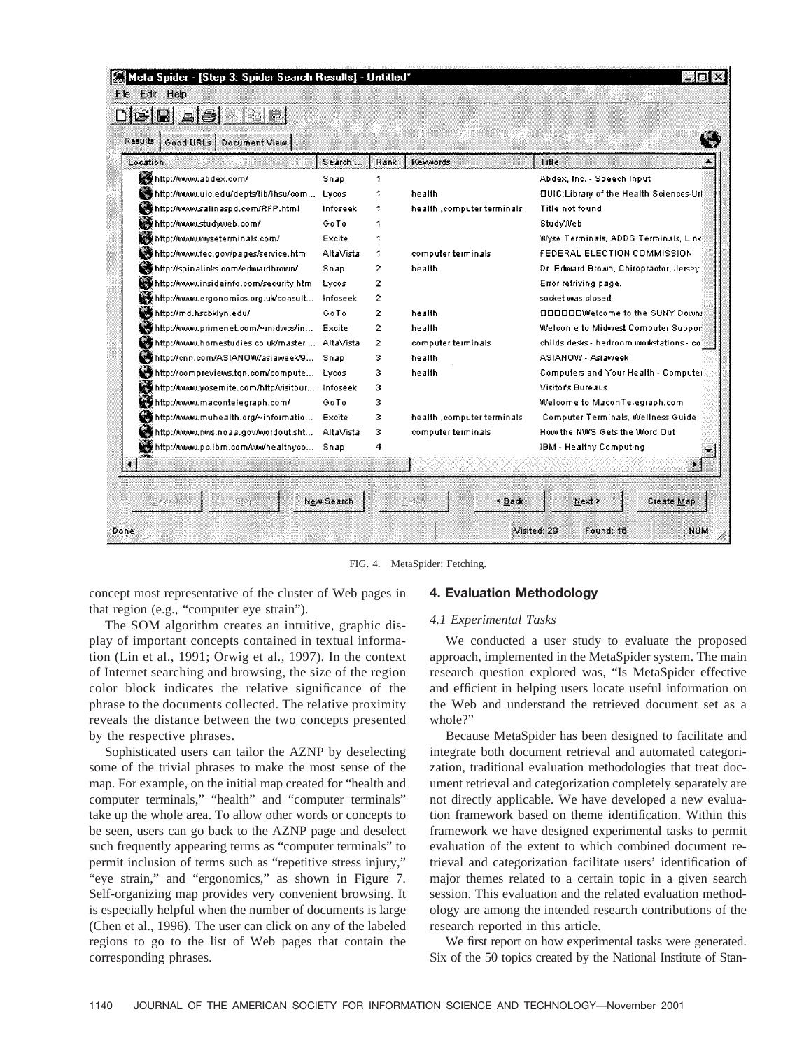FIG. 4. MetaSpider: Fetching.

concept most representative of the cluster of Web pages in that region (e.g., "computer eye strain").

The SOM algorithm creates an intuitive, graphic display of important concepts contained in textual information (Lin et al., 1991; Orwig et al., 1997). In the context of Internet searching and browsing, the size of the region color block indicates the relative significance of the phrase to the documents collected. The relative proximity reveals the distance between the two concepts presented by the respective phrases.

Sophisticated users can tailor the AZNP by deselecting some of the trivial phrases to make the most sense of the map. For example, on the initial map created for "health and computer terminals," "health" and "computer terminals" take up the whole area. To allow other words or concepts to be seen, users can go back to the AZNP page and deselect such frequently appearing terms as "computer terminals" to permit inclusion of terms such as "repetitive stress injury," "eye strain," and "ergonomics," as shown in Figure 7. Self-organizing map provides very convenient browsing. It is especially helpful when the number of documents is large (Chen et al., 1996). The user can click on any of the labeled regions to go to the list of Web pages that contain the corresponding phrases.

## 4. Evaluation Methodology

### *4.1 Experimental Tasks*

We conducted a user study to evaluate the proposed approach, implemented in the MetaSpider system. The main research question explored was, "Is MetaSpider effective and efficient in helping users locate useful information on the Web and understand the retrieved document set as a whole?"

Because MetaSpider has been designed to facilitate and integrate both document retrieval and automated categorization, traditional evaluation methodologies that treat document retrieval and categorization completely separately are not directly applicable. We have developed a new evaluation framework based on theme identification. Within this framework we have designed experimental tasks to permit evaluation of the extent to which combined document retrieval and categorization facilitate users' identification of major themes related to a certain topic in a given search session. This evaluation and the related evaluation methodology are among the intended research contributions of the research reported in this article.

We first report on how experimental tasks were generated. Six of the 50 topics created by the National Institute of Stan-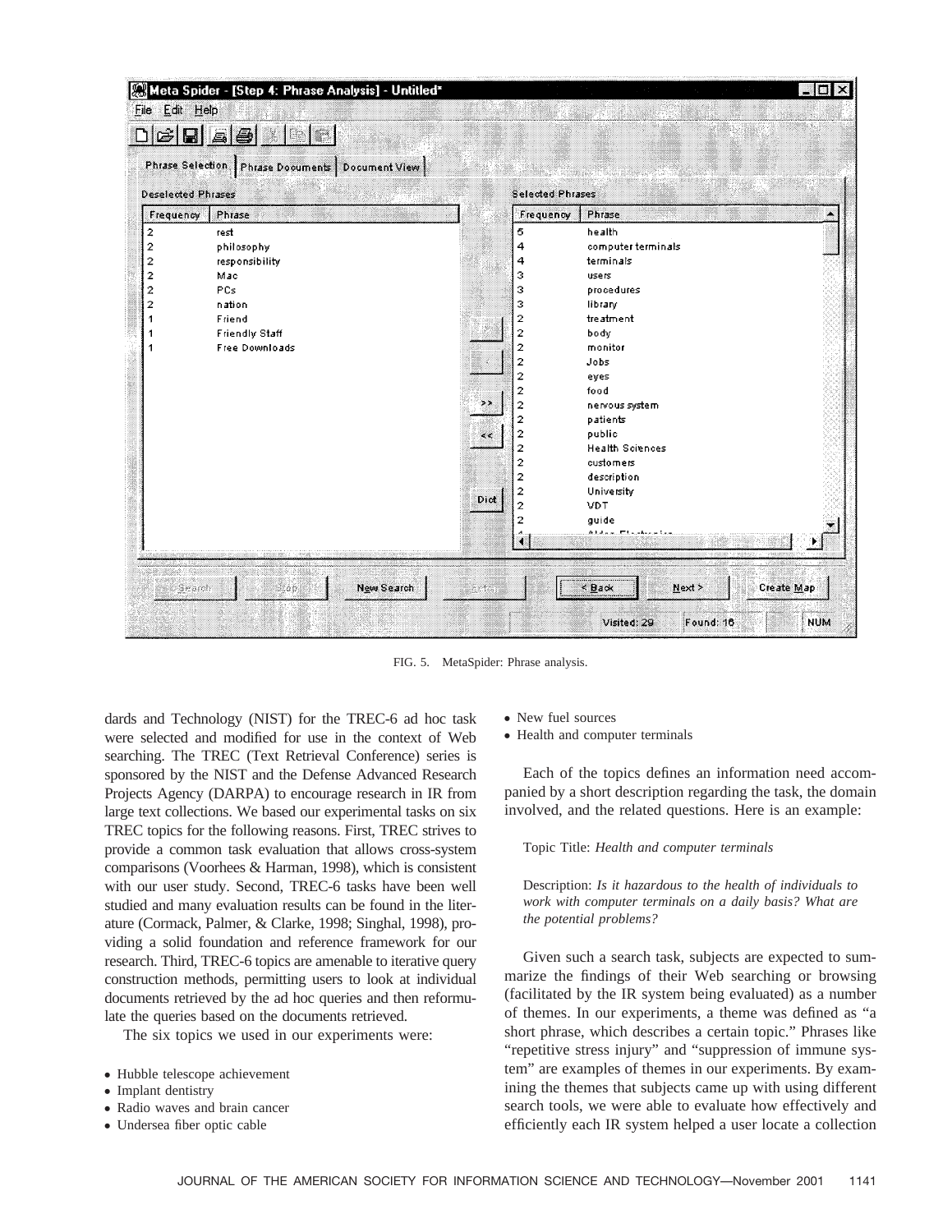FIG. 5. MetaSpider: Phrase analysis.

dards and Technology (NIST) for the TREC-6 ad hoc task were selected and modified for use in the context of Web searching. The TREC (Text Retrieval Conference) series is sponsored by the NIST and the Defense Advanced Research Projects Agency (DARPA) to encourage research in IR from large text collections. We based our experimental tasks on six TREC topics for the following reasons. First, TREC strives to provide a common task evaluation that allows cross-system comparisons (Voorhees & Harman, 1998), which is consistent with our user study. Second, TREC-6 tasks have been well studied and many evaluation results can be found in the literature (Cormack, Palmer, & Clarke, 1998; Singhal, 1998), providing a solid foundation and reference framework for our research. Third, TREC-6 topics are amenable to iterative query construction methods, permitting users to look at individual documents retrieved by the ad hoc queries and then reformulate the queries based on the documents retrieved.

The six topics we used in our experiments were:

- Hubble telescope achievement
- Implant dentistry
- Radio waves and brain cancer
- Undersea fiber optic cable
- New fuel sources
- Health and computer terminals

Each of the topics defines an information need accompanied by a short description regarding the task, the domain involved, and the related questions. Here is an example:

Topic Title: *Health and computer terminals*

Description: *Is it hazardous to the health of individuals to work with computer terminals on a daily basis? What are the potential problems?*

Given such a search task, subjects are expected to summarize the findings of their Web searching or browsing (facilitated by the IR system being evaluated) as a number of themes. In our experiments, a theme was defined as "a short phrase, which describes a certain topic." Phrases like "repetitive stress injury" and "suppression of immune system" are examples of themes in our experiments. By examining the themes that subjects came up with using different search tools, we were able to evaluate how effectively and efficiently each IR system helped a user locate a collection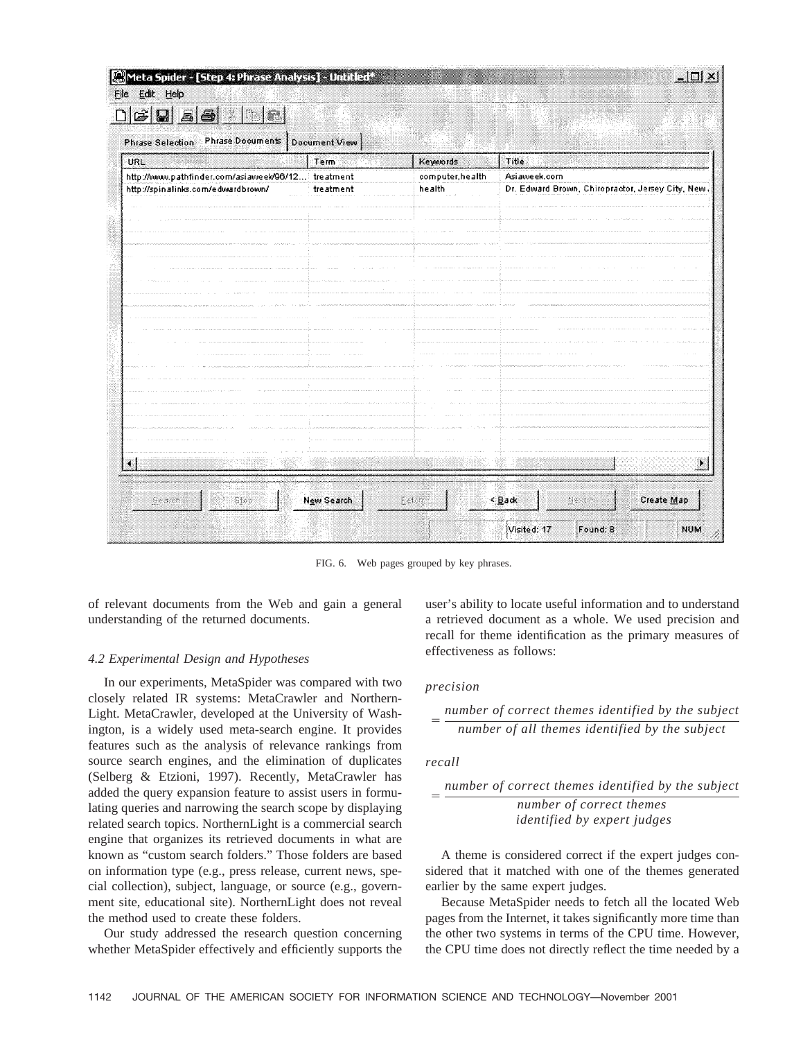FIG. 6. Web pages grouped by key phrases.

of relevant documents from the Web and gain a general understanding of the returned documents.

### 4.2 Experimental Design and Hypotheses

In our experiments, MetaSpider was compared with two closely related IR systems: MetaCrawler and NorthernLight. MetaCrawler, developed at the University of Washington, is a widely used meta-search engine. It provides features such as the analysis of relevance rankings from source search engines, and the elimination of duplicates (Selberg & Etzioni, 1997). Recently, MetaCrawler has added the query expansion feature to assist users in formulating queries and narrowing the search scope by displaying related search topics. NorthernLight is a commercial search engine that organizes its retrieved documents in what are known as "custom search folders." Those folders are based on information type (e.g., press release, current news, special collection), subject, language, or source (e.g., government site, educational site). NorthernLight does not reveal the method used to create these folders.

Our study addressed the research question concerning whether MetaSpider effectively and efficiently supports the user's ability to locate useful information and to understand a retrieved document as a whole. We used precision and recall for theme identification as the primary measures of effectiveness as follows:

$$\textit{precision} = \frac{\textit{number of correct themes identified by the subject}}{\textit{number of all themes identified by the subject}}$$

$$\textit{recall} = \frac{\textit{number of correct themes identified by the subject}}{\textit{number of correct themes identified by expert judges}}$$

A theme is considered correct if the expert judges considered that it matched with one of the themes generated earlier by the same expert judges.

Because MetaSpider needs to fetch all the located Web pages from the Internet, it takes significantly more time than the other two systems in terms of the CPU time. However, the CPU time does not directly reflect the time needed by a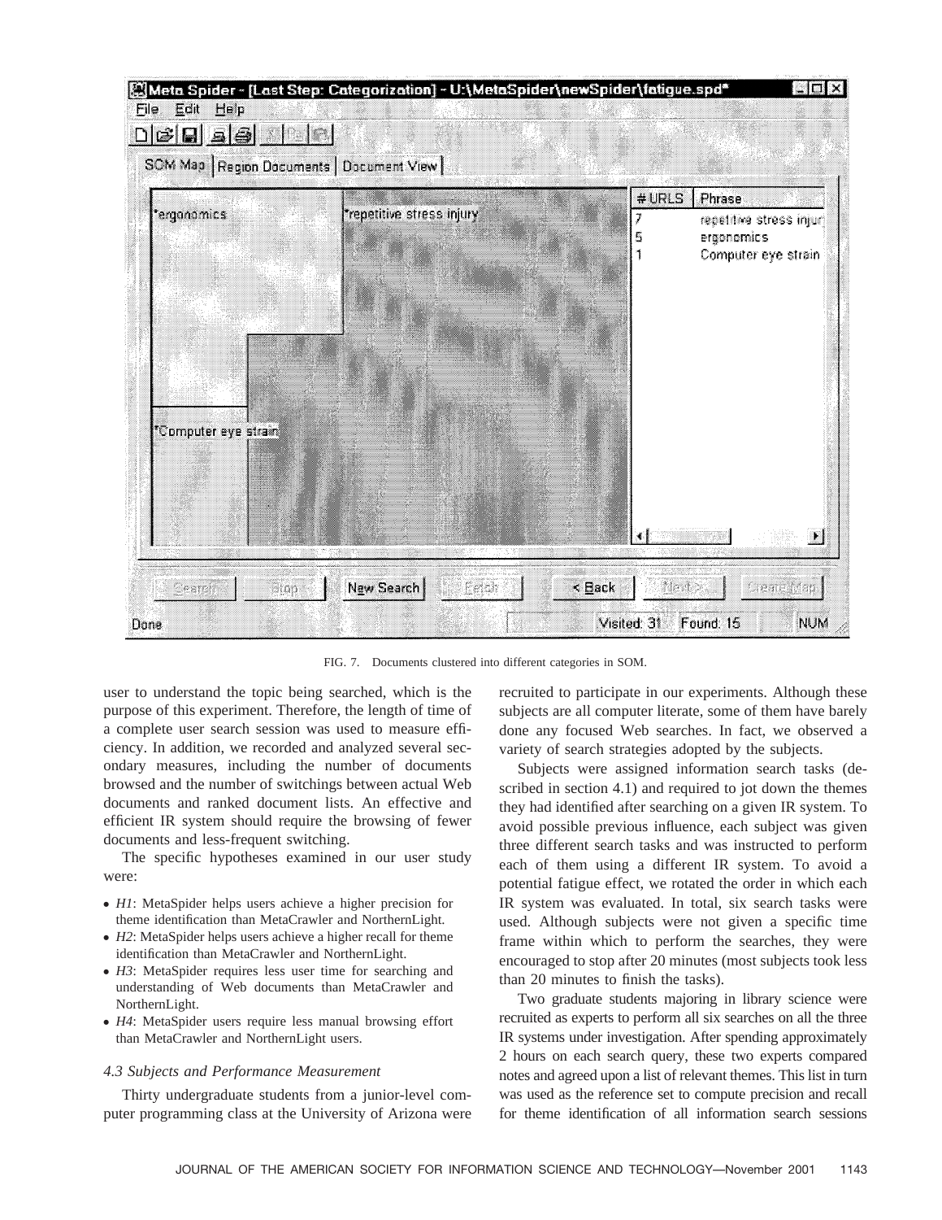FIG. 7. Documents clustered into different categories in SOM.

user to understand the topic being searched, which is the purpose of this experiment. Therefore, the length of time of a complete user search session was used to measure efficiency. In addition, we recorded and analyzed several secondary measures, including the number of documents browsed and the number of switchings between actual Web documents and ranked document lists. An effective and efficient IR system should require the browsing of fewer documents and less-frequent switching.

The specific hypotheses examined in our user study were:

- *H1*: MetaSpider helps users achieve a higher precision for theme identification than MetaCrawler and NorthernLight.
- *H2*: MetaSpider helps users achieve a higher recall for theme identification than MetaCrawler and NorthernLight.
- *H3*: MetaSpider requires less user time for searching and understanding of Web documents than MetaCrawler and NorthernLight.
- *H4*: MetaSpider users require less manual browsing effort than MetaCrawler and NorthernLight users.

### *4.3 Subjects and Performance Measurement*

Thirty undergraduate students from a junior-level computer programming class at the University of Arizona were recruited to participate in our experiments. Although these subjects are all computer literate, some of them have barely done any focused Web searches. In fact, we observed a variety of search strategies adopted by the subjects.

Subjects were assigned information search tasks (described in section 4.1) and required to jot down the themes they had identified after searching on a given IR system. To avoid possible previous influence, each subject was given three different search tasks and was instructed to perform each of them using a different IR system. To avoid a potential fatigue effect, we rotated the order in which each IR system was evaluated. In total, six search tasks were used. Although subjects were not given a specific time frame within which to perform the searches, they were encouraged to stop after 20 minutes (most subjects took less than 20 minutes to finish the tasks).

Two graduate students majoring in library science were recruited as experts to perform all six searches on all the three IR systems under investigation. After spending approximately 2 hours on each search query, these two experts compared notes and agreed upon a list of relevant themes. This list in turn was used as the reference set to compute precision and recall for theme identification of all information search sessions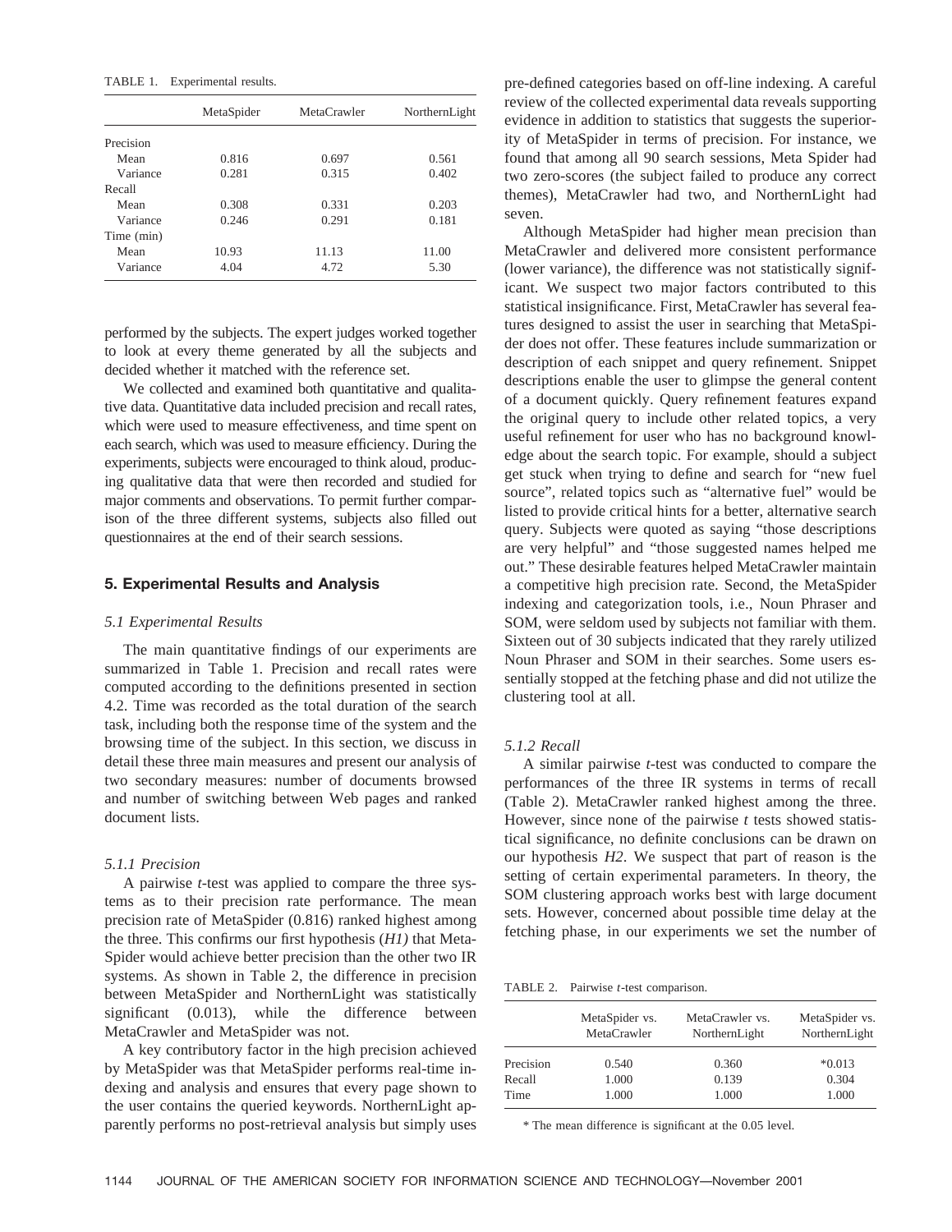TABLE 1. Experimental results.

| | MetaSpider | MetaCrawler | NorthernLight |
|---|---|---|---|
| Precision | | | |
| Mean | 0.816 | 0.697 | 0.561 |
| Variance | 0.281 | 0.315 | 0.402 |
| Recall | | | |
| Mean | 0.308 | 0.331 | 0.203 |
| Variance | 0.246 | 0.291 | 0.181 |
| Time (min) | | | |
| Mean | 10.93 | 11.13 | 11.00 |
| Variance | 4.04 | 4.72 | 5.30 |

performed by the subjects. The expert judges worked together to look at every theme generated by all the subjects and decided whether it matched with the reference set.

We collected and examined both quantitative and qualitative data. Quantitative data included precision and recall rates, which were used to measure effectiveness, and time spent on each search, which was used to measure efficiency. During the experiments, subjects were encouraged to think aloud, producing qualitative data that were then recorded and studied for major comments and observations. To permit further comparison of the three different systems, subjects also filled out questionnaires at the end of their search sessions.

## 5. Experimental Results and Analysis

### 5.1 Experimental Results

The main quantitative findings of our experiments are summarized in Table 1. Precision and recall rates were computed according to the definitions presented in section 4.2. Time was recorded as the total duration of the search task, including both the response time of the system and the browsing time of the subject. In this section, we discuss in detail these three main measures and present our analysis of two secondary measures: number of documents browsed and number of switching between Web pages and ranked document lists.

#### 5.1.1 Precision

A pairwise *t*-test was applied to compare the three systems as to their precision rate performance. The mean precision rate of MetaSpider (0.816) ranked highest among the three. This confirms our first hypothesis (*H1)* that MetaSpider would achieve better precision than the other two IR systems. As shown in Table 2, the difference in precision between MetaSpider and NorthernLight was statistically significant (0.013), while the difference between MetaCrawler and MetaSpider was not.

A key contributory factor in the high precision achieved by MetaSpider was that MetaSpider performs real-time indexing and analysis and ensures that every page shown to the user contains the queried keywords. NorthernLight apparently performs no post-retrieval analysis but simply uses pre-defined categories based on off-line indexing. A careful review of the collected experimental data reveals supporting evidence in addition to statistics that suggests the superiority of MetaSpider in terms of precision. For instance, we found that among all 90 search sessions, Meta Spider had two zero-scores (the subject failed to produce any correct themes), MetaCrawler had two, and NorthernLight had seven.

Although MetaSpider had higher mean precision than MetaCrawler and delivered more consistent performance (lower variance), the difference was not statistically significant. We suspect two major factors contributed to this statistical insignificance. First, MetaCrawler has several features designed to assist the user in searching that MetaSpider does not offer. These features include summarization or description of each snippet and query refinement. Snippet descriptions enable the user to glimpse the general content of a document quickly. Query refinement features expand the original query to include other related topics, a very useful refinement for user who has no background knowledge about the search topic. For example, should a subject get stuck when trying to define and search for "new fuel source", related topics such as "alternative fuel" would be listed to provide critical hints for a better, alternative search query. Subjects were quoted as saying "those descriptions are very helpful" and "those suggested names helped me out." These desirable features helped MetaCrawler maintain a competitive high precision rate. Second, the MetaSpider indexing and categorization tools, i.e., Noun Phraser and SOM, were seldom used by subjects not familiar with them. Sixteen out of 30 subjects indicated that they rarely utilized Noun Phraser and SOM in their searches. Some users essentially stopped at the fetching phase and did not utilize the clustering tool at all.

#### 5.1.2 Recall

A similar pairwise *t*-test was conducted to compare the performances of the three IR systems in terms of recall (Table 2). MetaCrawler ranked highest among the three. However, since none of the pairwise *t* tests showed statistical significance, no definite conclusions can be drawn on our hypothesis *H2*. We suspect that part of reason is the setting of certain experimental parameters. In theory, the SOM clustering approach works best with large document sets. However, concerned about possible time delay at the fetching phase, in our experiments we set the number of

TABLE 2. Pairwise *t*-test comparison.

| | MetaSpider vs. MetaCrawler | MetaCrawler vs. NorthernLight | MetaSpider vs. NorthernLight |
|---|---|---|---|
| Precision | 0.540 | 0.360 | *0.013 |
| Recall | 1.000 | 0.139 | 0.304 |
| Time | 1.000 | 1.000 | 1.000 |

* The mean difference is significant at the 0.05 level.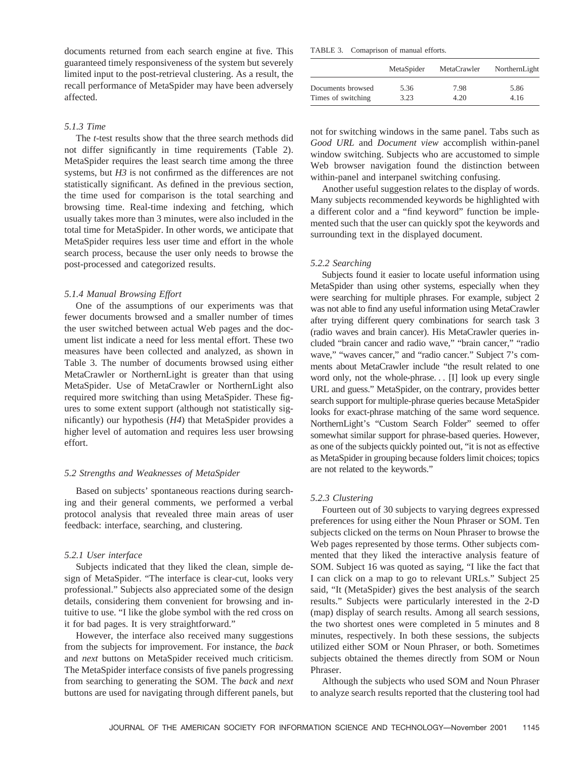documents returned from each search engine at five. This guaranteed timely responsiveness of the system but severely limited input to the post-retrieval clustering. As a result, the recall performance of MetaSpider may have been adversely affected.

#### *5.1.3 Time*

The *t*-test results show that the three search methods did not differ significantly in time requirements (Table 2). MetaSpider requires the least search time among the three systems, but *H3* is not confirmed as the differences are not statistically significant. As defined in the previous section, the time used for comparison is the total searching and browsing time. Real-time indexing and fetching, which usually takes more than 3 minutes, were also included in the total time for MetaSpider. In other words, we anticipate that MetaSpider requires less user time and effort in the whole search process, because the user only needs to browse the post-processed and categorized results.

#### *5.1.4 Manual Browsing Effort*

One of the assumptions of our experiments was that fewer documents browsed and a smaller number of times the user switched between actual Web pages and the document list indicate a need for less mental effort. These two measures have been collected and analyzed, as shown in Table 3. The number of documents browsed using either MetaCrawler or NorthernLight is greater than that using MetaSpider. Use of MetaCrawler or NorthernLight also required more switching than using MetaSpider. These figures to some extent support (although not statistically significantly) our hypothesis (*H4*) that MetaSpider provides a higher level of automation and requires less user browsing effort.

### *5.2 Strengths and Weaknesses of MetaSpider*

Based on subjects' spontaneous reactions during searching and their general comments, we performed a verbal protocol analysis that revealed three main areas of user feedback: interface, searching, and clustering.

#### *5.2.1 User interface*

Subjects indicated that they liked the clean, simple design of MetaSpider. "The interface is clear-cut, looks very professional." Subjects also appreciated some of the design details, considering them convenient for browsing and intuitive to use. "I like the globe symbol with the red cross on it for bad pages. It is very straightforward."

However, the interface also received many suggestions from the subjects for improvement. For instance, the *back* and *next* buttons on MetaSpider received much criticism. The MetaSpider interface consists of five panels progressing from searching to generating the SOM. The *back* and *next* buttons are used for navigating through different panels, but not for switching windows in the same panel. Tabs such as *Good URL* and *Document view* accomplish within-panel window switching. Subjects who are accustomed to simple Web browser navigation found the distinction between within-panel and interpanel switching confusing.

TABLE 3. Comaprison of manual efforts.

| | MetaSpider | MetaCrawler | NorthernLight |
|---|---|---|---|
| Documents browsed | 5.36 | 7.98 | 5.86 |
| Times of switching | 3.23 | 4.20 | 4.16 |

Another useful suggestion relates to the display of words. Many subjects recommended keywords be highlighted with a different color and a "find keyword" function be implemented such that the user can quickly spot the keywords and surrounding text in the displayed document.

#### *5.2.2 Searching*

Subjects found it easier to locate useful information using MetaSpider than using other systems, especially when they were searching for multiple phrases. For example, subject 2 was not able to find any useful information using MetaCrawler after trying different query combinations for search task 3 (radio waves and brain cancer). His MetaCrawler queries included "brain cancer and radio wave," "brain cancer," "radio wave," "waves cancer," and "radio cancer." Subject 7's comments about MetaCrawler include "the result related to one word only, not the whole-phrase. . . [I] look up every single URL and guess." MetaSpider, on the contrary, provides better search support for multiple-phrase queries because MetaSpider looks for exact-phrase matching of the same word sequence. NorthernLight's "Custom Search Folder" seemed to offer somewhat similar support for phrase-based queries. However, as one of the subjects quickly pointed out, "it is not as effective as MetaSpider in grouping because folders limit choices; topics are not related to the keywords."

#### *5.2.3 Clustering*

Fourteen out of 30 subjects to varying degrees expressed preferences for using either the Noun Phraser or SOM. Ten subjects clicked on the terms on Noun Phraser to browse the Web pages represented by those terms. Other subjects commented that they liked the interactive analysis feature of SOM. Subject 16 was quoted as saying, "I like the fact that I can click on a map to go to relevant URLs." Subject 25 said, "It (MetaSpider) gives the best analysis of the search results." Subjects were particularly interested in the 2-D (map) display of search results. Among all search sessions, the two shortest ones were completed in 5 minutes and 8 minutes, respectively. In both these sessions, the subjects utilized either SOM or Noun Phraser, or both. Sometimes subjects obtained the themes directly from SOM or Noun Phraser.

Although the subjects who used SOM and Noun Phraser to analyze search results reported that the clustering tool had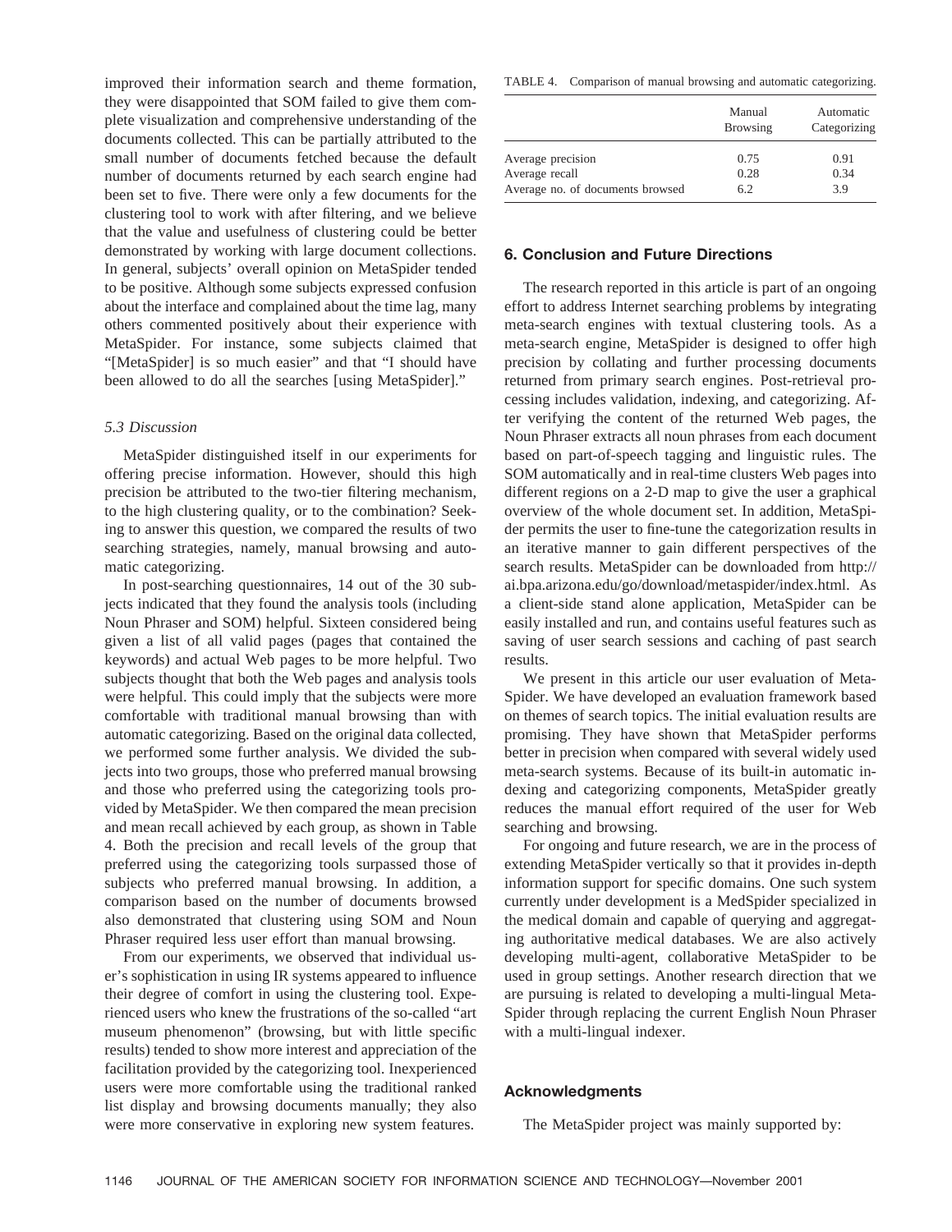improved their information search and theme formation, they were disappointed that SOM failed to give them complete visualization and comprehensive understanding of the documents collected. This can be partially attributed to the small number of documents fetched because the default number of documents returned by each search engine had been set to five. There were only a few documents for the clustering tool to work with after filtering, and we believe that the value and usefulness of clustering could be better demonstrated by working with large document collections. In general, subjects' overall opinion on MetaSpider tended to be positive. Although some subjects expressed confusion about the interface and complained about the time lag, many others commented positively about their experience with MetaSpider. For instance, some subjects claimed that "[MetaSpider] is so much easier" and that "I should have been allowed to do all the searches [using MetaSpider]."

### *5.3 Discussion*

MetaSpider distinguished itself in our experiments for offering precise information. However, should this high precision be attributed to the two-tier filtering mechanism, to the high clustering quality, or to the combination? Seeking to answer this question, we compared the results of two searching strategies, namely, manual browsing and automatic categorizing.

In post-searching questionnaires, 14 out of the 30 subjects indicated that they found the analysis tools (including Noun Phraser and SOM) helpful. Sixteen considered being given a list of all valid pages (pages that contained the keywords) and actual Web pages to be more helpful. Two subjects thought that both the Web pages and analysis tools were helpful. This could imply that the subjects were more comfortable with traditional manual browsing than with automatic categorizing. Based on the original data collected, we performed some further analysis. We divided the subjects into two groups, those who preferred manual browsing and those who preferred using the categorizing tools provided by MetaSpider. We then compared the mean precision and mean recall achieved by each group, as shown in Table 4. Both the precision and recall levels of the group that preferred using the categorizing tools surpassed those of subjects who preferred manual browsing. In addition, a comparison based on the number of documents browsed also demonstrated that clustering using SOM and Noun Phraser required less user effort than manual browsing.

From our experiments, we observed that individual user's sophistication in using IR systems appeared to influence their degree of comfort in using the clustering tool. Experienced users who knew the frustrations of the so-called "art museum phenomenon" (browsing, but with little specific results) tended to show more interest and appreciation of the facilitation provided by the categorizing tool. Inexperienced users were more comfortable using the traditional ranked list display and browsing documents manually; they also were more conservative in exploring new system features.

TABLE 4. Comparison of manual browsing and automatic categorizing.

| | Manual Browsing | Automatic Categorizing |
|---|---|---|
| Average precision | 0.75 | 0.91 |
| Average recall | 0.28 | 0.34 |
| Average no. of documents browsed | 6.2 | 3.9 |

## 6. Conclusion and Future Directions

The research reported in this article is part of an ongoing effort to address Internet searching problems by integrating meta-search engines with textual clustering tools. As a meta-search engine, MetaSpider is designed to offer high precision by collating and further processing documents returned from primary search engines. Post-retrieval processing includes validation, indexing, and categorizing. After verifying the content of the returned Web pages, the Noun Phraser extracts all noun phrases from each document based on part-of-speech tagging and linguistic rules. The SOM automatically and in real-time clusters Web pages into different regions on a 2-D map to give the user a graphical overview of the whole document set. In addition, MetaSpider permits the user to fine-tune the categorization results in an iterative manner to gain different perspectives of the search results. MetaSpider can be downloaded from http://ai.bpa.arizona.edu/go/download/metaspider/index.html. As a client-side stand alone application, MetaSpider can be easily installed and run, and contains useful features such as saving of user search sessions and caching of past search results.

We present in this article our user evaluation of MetaSpider. We have developed an evaluation framework based on themes of search topics. The initial evaluation results are promising. They have shown that MetaSpider performs better in precision when compared with several widely used meta-search systems. Because of its built-in automatic indexing and categorizing components, MetaSpider greatly reduces the manual effort required of the user for Web searching and browsing.

For ongoing and future research, we are in the process of extending MetaSpider vertically so that it provides in-depth information support for specific domains. One such system currently under development is a MedSpider specialized in the medical domain and capable of querying and aggregating authoritative medical databases. We are also actively developing multi-agent, collaborative MetaSpider to be used in group settings. Another research direction that we are pursuing is related to developing a multi-lingual MetaSpider through replacing the current English Noun Phraser with a multi-lingual indexer.

## Acknowledgments

The MetaSpider project was mainly supported by: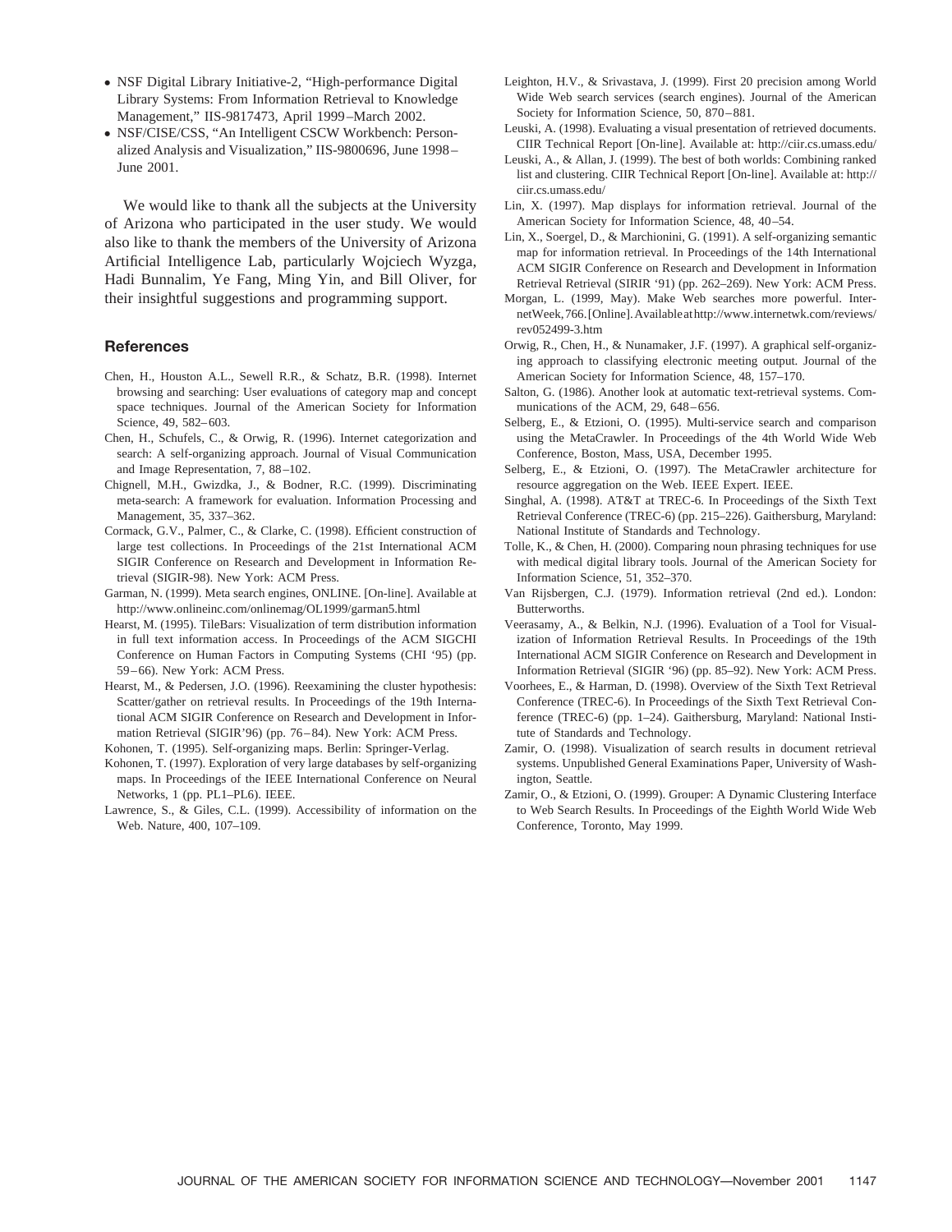- NSF Digital Library Initiative-2, "High-performance Digital Library Systems: From Information Retrieval to Knowledge Management," IIS-9817473, April 1999–March 2002.
- NSF/CISE/CSS, "An Intelligent CSCW Workbench: Personalized Analysis and Visualization," IIS-9800696, June 1998–June 2001.

We would like to thank all the subjects at the University of Arizona who participated in the user study. We would also like to thank the members of the University of Arizona Artificial Intelligence Lab, particularly Wojciech Wyzga, Hadi Bunnalim, Ye Fang, Ming Yin, and Bill Oliver, for their insightful suggestions and programming support.

## References

Chen, H., Houston A.L., Sewell R.R., & Schatz, B.R. (1998). Internet browsing and searching: User evaluations of category map and concept space techniques. Journal of the American Society for Information Science, 49, 582–603.

Chen, H., Schufels, C., & Orwig, R. (1996). Internet categorization and search: A self-organizing approach. Journal of Visual Communication and Image Representation, 7, 88–102.

Chignell, M.H., Gwizdka, J., & Bodner, R.C. (1999). Discriminating meta-search: A framework for evaluation. Information Processing and Management, 35, 337–362.

Cormack, G.V., Palmer, C., & Clarke, C. (1998). Efficient construction of large test collections. In Proceedings of the 21st International ACM SIGIR Conference on Research and Development in Information Retrieval (SIGIR-98). New York: ACM Press.

Garman, N. (1999). Meta search engines, ONLINE. [On-line]. Available at http://www.onlineinc.com/onlinemag/OL1999/garman5.html

Hearst, M. (1995). TileBars: Visualization of term distribution information in full text information access. In Proceedings of the ACM SIGCHI Conference on Human Factors in Computing Systems (CHI '95) (pp. 59–66). New York: ACM Press.

Hearst, M., & Pedersen, J.O. (1996). Reexamining the cluster hypothesis: Scatter/gather on retrieval results. In Proceedings of the 19th International ACM SIGIR Conference on Research and Development in Information Retrieval (SIGIR'96) (pp. 76–84). New York: ACM Press.

Kohonen, T. (1995). Self-organizing maps. Berlin: Springer-Verlag.

Kohonen, T. (1997). Exploration of very large databases by self-organizing maps. In Proceedings of the IEEE International Conference on Neural Networks, 1 (pp. PL1–PL6). IEEE.

Lawrence, S., & Giles, C.L. (1999). Accessibility of information on the Web. Nature, 400, 107–109.

Leighton, H.V., & Srivastava, J. (1999). First 20 precision among World Wide Web search services (search engines). Journal of the American Society for Information Science, 50, 870–881.

Leuski, A. (1998). Evaluating a visual presentation of retrieved documents. CIIR Technical Report [On-line]. Available at: http://ciir.cs.umass.edu/

Leuski, A., & Allan, J. (1999). The best of both worlds: Combining ranked list and clustering. CIIR Technical Report [On-line]. Available at: http://ciir.cs.umass.edu/

Lin, X. (1997). Map displays for information retrieval. Journal of the American Society for Information Science, 48, 40–54.

Lin, X., Soergel, D., & Marchionini, G. (1991). A self-organizing semantic map for information retrieval. In Proceedings of the 14th International ACM SIGIR Conference on Research and Development in Information Retrieval Retrieval (SIRIR '91) (pp. 262–269). New York: ACM Press.

Morgan, L. (1999, May). Make Web searches more powerful. InternetWeek, 766. [Online]. Available at http://www.internetwk.com/reviews/rev052499-3.htm

Orwig, R., Chen, H., & Nunamaker, J.F. (1997). A graphical self-organizing approach to classifying electronic meeting output. Journal of the American Society for Information Science, 48, 157–170.

Salton, G. (1986). Another look at automatic text-retrieval systems. Communications of the ACM, 29, 648–656.

Selberg, E., & Etzioni, O. (1995). Multi-service search and comparison using the MetaCrawler. In Proceedings of the 4th World Wide Web Conference, Boston, Mass, USA, December 1995.

Selberg, E., & Etzioni, O. (1997). The MetaCrawler architecture for resource aggregation on the Web. IEEE Expert. IEEE.

Singhal, A. (1998). AT&T at TREC-6. In Proceedings of the Sixth Text Retrieval Conference (TREC-6) (pp. 215–226). Gaithersburg, Maryland: National Institute of Standards and Technology.

Tolle, K., & Chen, H. (2000). Comparing noun phrasing techniques for use with medical digital library tools. Journal of the American Society for Information Science, 51, 352–370.

Van Rijsbergen, C.J. (1979). Information retrieval (2nd ed.). London: Butterworths.

Veerasamy, A., & Belkin, N.J. (1996). Evaluation of a Tool for Visualization of Information Retrieval Results. In Proceedings of the 19th International ACM SIGIR Conference on Research and Development in Information Retrieval (SIGIR '96) (pp. 85–92). New York: ACM Press.

Voorhees, E., & Harman, D. (1998). Overview of the Sixth Text Retrieval Conference (TREC-6). In Proceedings of the Sixth Text Retrieval Conference (TREC-6) (pp. 1–24). Gaithersburg, Maryland: National Institute of Standards and Technology.

Zamir, O. (1998). Visualization of search results in document retrieval systems. Unpublished General Examinations Paper, University of Washington, Seattle.

Zamir, O., & Etzioni, O. (1999). Grouper: A Dynamic Clustering Interface to Web Search Results. In Proceedings of the Eighth World Wide Web Conference, Toronto, May 1999.